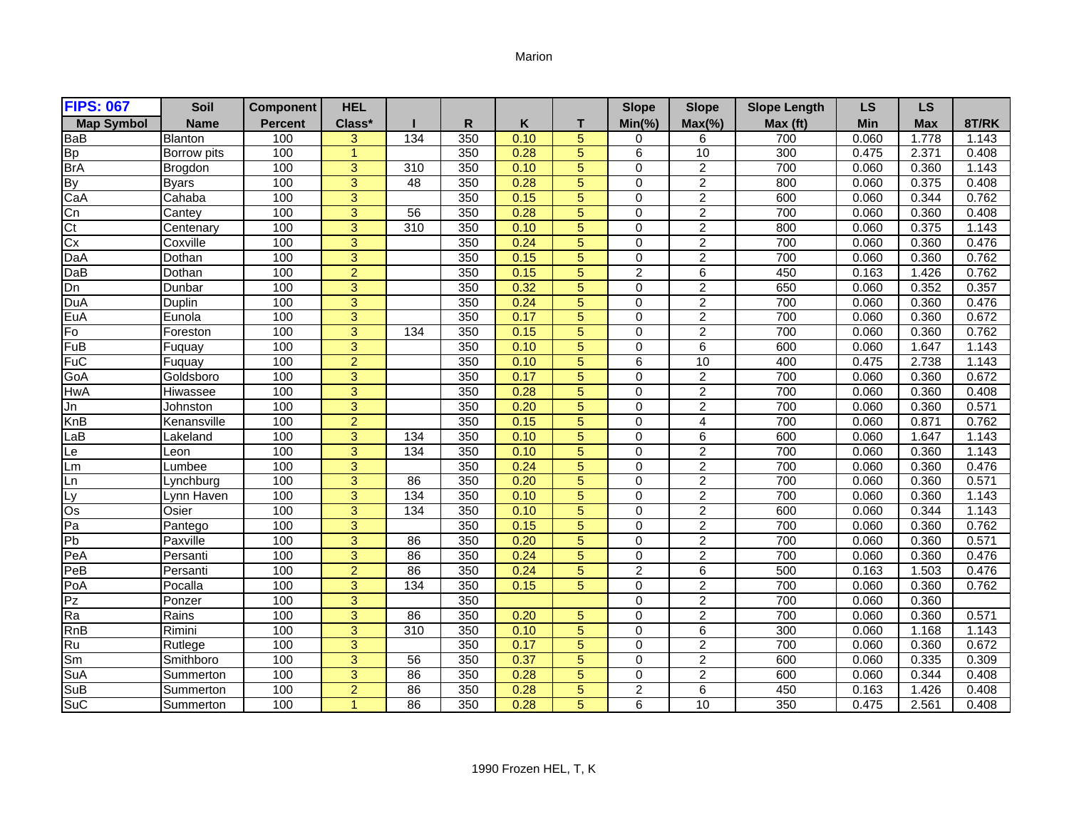Marion

| FIPS: 067 | Soil | Component | HEL | | | | | Slope | Slope | Slope Length | LS | LS | |
|---|---|---|---|---|---|---|---|---|---|---|---|---|---|
| Map Symbol | Name | Percent | Class* | I | R | K | T | Min(%) | Max(%) | Max (ft) | Min | Max | 8T/RK |
| BaB | Blanton | 100 | 3 | 134 | 350 | 0.10 | 5 | 0 | 6 | 700 | 0.060 | 1.778 | 1.143 |
| Bp | Borrow pits | 100 | 1 | | 350 | 0.28 | 5 | 6 | 10 | 300 | 0.475 | 2.371 | 0.408 |
| BrA | Brogdon | 100 | 3 | 310 | 350 | 0.10 | 5 | 0 | 2 | 700 | 0.060 | 0.360 | 1.143 |
| By | Byars | 100 | 3 | 48 | 350 | 0.28 | 5 | 0 | 2 | 800 | 0.060 | 0.375 | 0.408 |
| CaA | Cahaba | 100 | 3 | | 350 | 0.15 | 5 | 0 | 2 | 600 | 0.060 | 0.344 | 0.762 |
| Cn | Cantey | 100 | 3 | 56 | 350 | 0.28 | 5 | 0 | 2 | 700 | 0.060 | 0.360 | 0.408 |
| Ct | Centenary | 100 | 3 | 310 | 350 | 0.10 | 5 | 0 | 2 | 800 | 0.060 | 0.375 | 1.143 |
| Cx | Coxville | 100 | 3 | | 350 | 0.24 | 5 | 0 | 2 | 700 | 0.060 | 0.360 | 0.476 |
| DaA | Dothan | 100 | 3 | | 350 | 0.15 | 5 | 0 | 2 | 700 | 0.060 | 0.360 | 0.762 |
| DaB | Dothan | 100 | 2 | | 350 | 0.15 | 5 | 2 | 6 | 450 | 0.163 | 1.426 | 0.762 |
| Dn | Dunbar | 100 | 3 | | 350 | 0.32 | 5 | 0 | 2 | 650 | 0.060 | 0.352 | 0.357 |
| DuA | Duplin | 100 | 3 | | 350 | 0.24 | 5 | 0 | 2 | 700 | 0.060 | 0.360 | 0.476 |
| EuA | Eunola | 100 | 3 | | 350 | 0.17 | 5 | 0 | 2 | 700 | 0.060 | 0.360 | 0.672 |
| Fo | Foreston | 100 | 3 | 134 | 350 | 0.15 | 5 | 0 | 2 | 700 | 0.060 | 0.360 | 0.762 |
| FuB | Fuquay | 100 | 3 | | 350 | 0.10 | 5 | 0 | 6 | 600 | 0.060 | 1.647 | 1.143 |
| FuC | Fuquay | 100 | 2 | | 350 | 0.10 | 5 | 6 | 10 | 400 | 0.475 | 2.738 | 1.143 |
| GoA | Goldsboro | 100 | 3 | | 350 | 0.17 | 5 | 0 | 2 | 700 | 0.060 | 0.360 | 0.672 |
| HwA | Hiwassee | 100 | 3 | | 350 | 0.28 | 5 | 0 | 2 | 700 | 0.060 | 0.360 | 0.408 |
| Jn | Johnston | 100 | 3 | | 350 | 0.20 | 5 | 0 | 2 | 700 | 0.060 | 0.360 | 0.571 |
| KnB | Kenansville | 100 | 2 | | 350 | 0.15 | 5 | 0 | 4 | 700 | 0.060 | 0.871 | 0.762 |
| LaB | Lakeland | 100 | 3 | 134 | 350 | 0.10 | 5 | 0 | 6 | 600 | 0.060 | 1.647 | 1.143 |
| Le | Leon | 100 | 3 | 134 | 350 | 0.10 | 5 | 0 | 2 | 700 | 0.060 | 0.360 | 1.143 |
| Lm | Lumbee | 100 | 3 | | 350 | 0.24 | 5 | 0 | 2 | 700 | 0.060 | 0.360 | 0.476 |
| Ln | Lynchburg | 100 | 3 | 86 | 350 | 0.20 | 5 | 0 | 2 | 700 | 0.060 | 0.360 | 0.571 |
| Ly | Lynn Haven | 100 | 3 | 134 | 350 | 0.10 | 5 | 0 | 2 | 700 | 0.060 | 0.360 | 1.143 |
| Os | Osier | 100 | 3 | 134 | 350 | 0.10 | 5 | 0 | 2 | 600 | 0.060 | 0.344 | 1.143 |
| Pa | Pantego | 100 | 3 | | 350 | 0.15 | 5 | 0 | 2 | 700 | 0.060 | 0.360 | 0.762 |
| Pb | Paxville | 100 | 3 | 86 | 350 | 0.20 | 5 | 0 | 2 | 700 | 0.060 | 0.360 | 0.571 |
| PeA | Persanti | 100 | 3 | 86 | 350 | 0.24 | 5 | 0 | 2 | 700 | 0.060 | 0.360 | 0.476 |
| PeB | Persanti | 100 | 2 | 86 | 350 | 0.24 | 5 | 2 | 6 | 500 | 0.163 | 1.503 | 0.476 |
| PoA | Pocalla | 100 | 3 | 134 | 350 | 0.15 | 5 | 0 | 2 | 700 | 0.060 | 0.360 | 0.762 |
| Pz | Ponzer | 100 | 3 | | 350 | | | 0 | 2 | 700 | 0.060 | 0.360 | |
| Ra | Rains | 100 | 3 | 86 | 350 | 0.20 | 5 | 0 | 2 | 700 | 0.060 | 0.360 | 0.571 |
| RnB | Rimini | 100 | 3 | 310 | 350 | 0.10 | 5 | 0 | 6 | 300 | 0.060 | 1.168 | 1.143 |
| Ru | Rutlege | 100 | 3 | | 350 | 0.17 | 5 | 0 | 2 | 700 | 0.060 | 0.360 | 0.672 |
| Sm | Smithboro | 100 | 3 | 56 | 350 | 0.37 | 5 | 0 | 2 | 600 | 0.060 | 0.335 | 0.309 |
| SuA | Summerton | 100 | 3 | 86 | 350 | 0.28 | 5 | 0 | 2 | 600 | 0.060 | 0.344 | 0.408 |
| SuB | Summerton | 100 | 2 | 86 | 350 | 0.28 | 5 | 2 | 6 | 450 | 0.163 | 1.426 | 0.408 |
| SuC | Summerton | 100 | 1 | 86 | 350 | 0.28 | 5 | 6 | 10 | 350 | 0.475 | 2.561 | 0.408 |

1990 Frozen HEL, T, K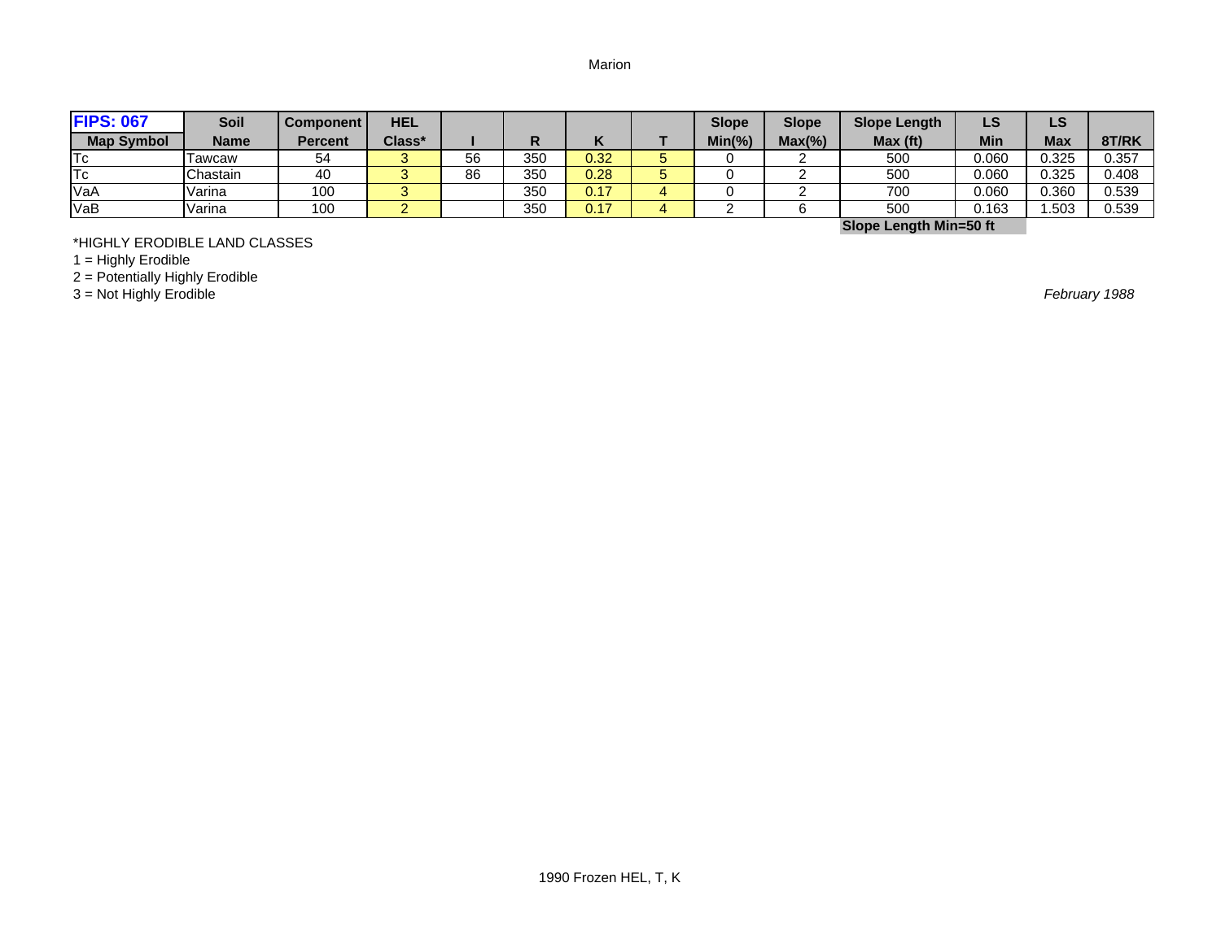Marion

| FIPS: 067 | Soil | Component | HEL | | | | | Slope | Slope | Slope Length | LS | LS | |
|---|---|---|---|---|---|---|---|---|---|---|---|---|---|
| Map Symbol | Name | Percent | Class* | I | R | K | T | Min(%) | Max(%) | Max (ft) | Min | Max | 8T/RK |
| Tc | Tawcaw | 54 | 3 | 56 | 350 | 0.32 | 5 | 0 | 2 | 500 | 0.060 | 0.325 | 0.357 |
| Tc | Chastain | 40 | 3 | 86 | 350 | 0.28 | 5 | 0 | 2 | 500 | 0.060 | 0.325 | 0.408 |
| VaA | Varina | 100 | 3 | | 350 | 0.17 | 4 | 0 | 2 | 700 | 0.060 | 0.360 | 0.539 |
| VaB | Varina | 100 | 2 | | 350 | 0.17 | 4 | 2 | 6 | 500 | 0.163 | 1.503 | 0.539 |

**Slope Length Min=50 ft**

*HIGHLY ERODIBLE LAND CLASSES

1 = Highly Erodible

2 = Potentially Highly Erodible

3 = Not Highly Erodible

*February 1988*

1990 Frozen HEL, T, K